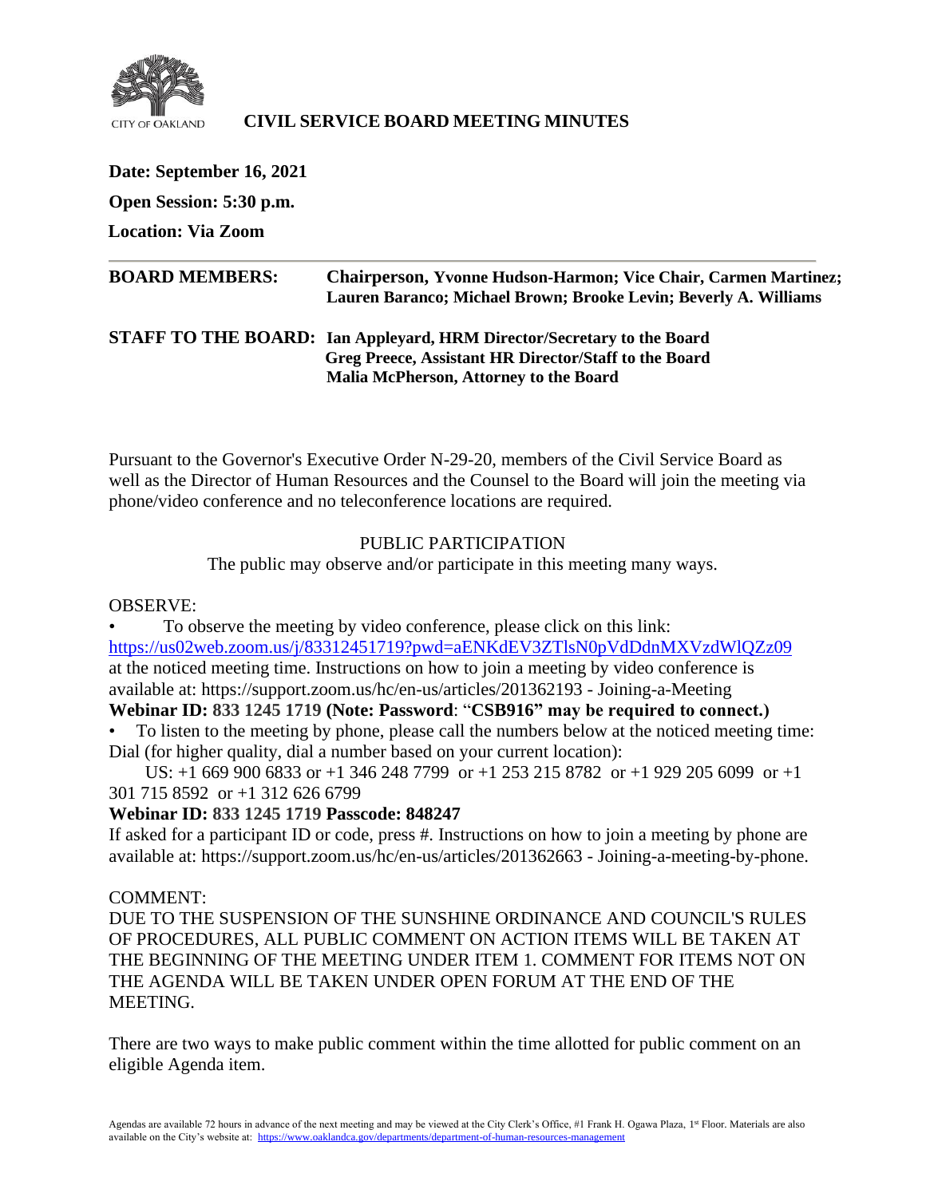CITY OF OAKLAND

# CIVIL SERVICE BOARD MEETING MINUTES

**Date: September 16, 2021**

**Open Session: 5:30 p.m.**

**Location: Via Zoom**

**BOARD MEMBERS:** **Chairperson, Yvonne Hudson-Harmon; Vice Chair, Carmen Martinez; Lauren Baranco; Michael Brown; Brooke Levin; Beverly A. Williams**

**STAFF TO THE BOARD:** **Ian Appleyard, HRM Director/Secretary to the Board**
**Greg Preece, Assistant HR Director/Staff to the Board**
**Malia McPherson, Attorney to the Board**

Pursuant to the Governor's Executive Order N-29-20, members of the Civil Service Board as well as the Director of Human Resources and the Counsel to the Board will join the meeting via phone/video conference and no teleconference locations are required.

## PUBLIC PARTICIPATION

The public may observe and/or participate in this meeting many ways.

OBSERVE:

- To observe the meeting by video conference, please click on this link: https://us02web.zoom.us/j/83312451719?pwd=aENKdEV3ZTlsN0pVdDdnMXVzdWlQZz09 at the noticed meeting time. Instructions on how to join a meeting by video conference is available at: https://support.zoom.us/hc/en-us/articles/201362193 - Joining-a-Meeting

**Webinar ID: 833 1245 1719 (Note: Password**: "**CSB916" may be required to connect.)**

- To listen to the meeting by phone, please call the numbers below at the noticed meeting time: Dial (for higher quality, dial a number based on your current location):

US: +1 669 900 6833 or +1 346 248 7799 or +1 253 215 8782 or +1 929 205 6099 or +1 301 715 8592 or +1 312 626 6799

**Webinar ID: 833 1245 1719 Passcode: 848247**

If asked for a participant ID or code, press #. Instructions on how to join a meeting by phone are available at: https://support.zoom.us/hc/en-us/articles/201362663 - Joining-a-meeting-by-phone.

COMMENT:

DUE TO THE SUSPENSION OF THE SUNSHINE ORDINANCE AND COUNCIL'S RULES OF PROCEDURES, ALL PUBLIC COMMENT ON ACTION ITEMS WILL BE TAKEN AT THE BEGINNING OF THE MEETING UNDER ITEM 1. COMMENT FOR ITEMS NOT ON THE AGENDA WILL BE TAKEN UNDER OPEN FORUM AT THE END OF THE MEETING.

There are two ways to make public comment within the time allotted for public comment on an eligible Agenda item.

Agendas are available 72 hours in advance of the next meeting and may be viewed at the City Clerk's Office, #1 Frank H. Ogawa Plaza, 1st Floor. Materials are also available on the City's website at: https://www.oaklandca.gov/departments/department-of-human-resources-management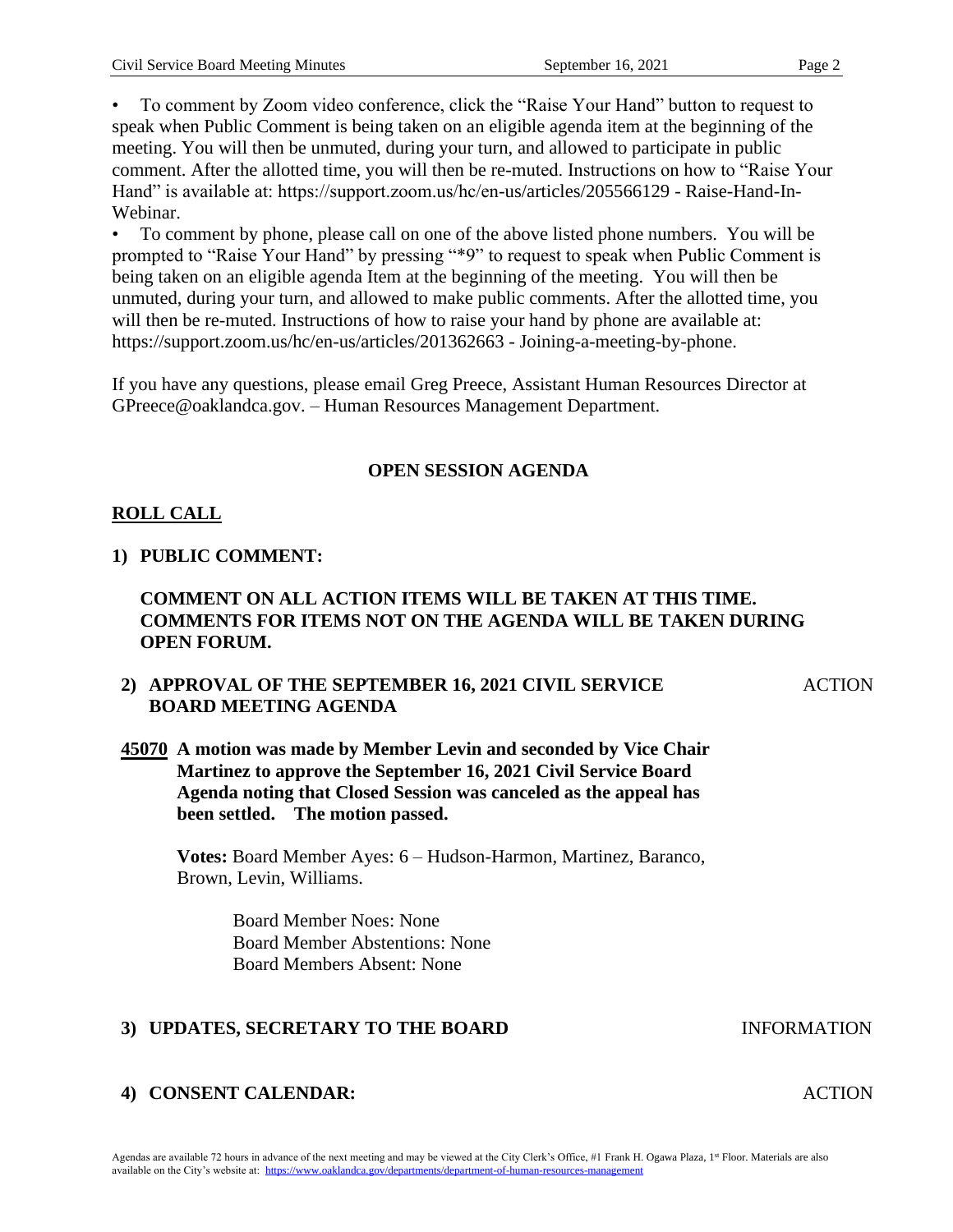- To comment by Zoom video conference, click the "Raise Your Hand" button to request to speak when Public Comment is being taken on an eligible agenda item at the beginning of the meeting. You will then be unmuted, during your turn, and allowed to participate in public comment. After the allotted time, you will then be re-muted. Instructions on how to "Raise Your Hand" is available at: https://support.zoom.us/hc/en-us/articles/205566129 - Raise-Hand-In-Webinar.
- To comment by phone, please call on one of the above listed phone numbers. You will be prompted to "Raise Your Hand" by pressing "*9" to request to speak when Public Comment is being taken on an eligible agenda Item at the beginning of the meeting. You will then be unmuted, during your turn, and allowed to make public comments. After the allotted time, you will then be re-muted. Instructions of how to raise your hand by phone are available at: https://support.zoom.us/hc/en-us/articles/201362663 - Joining-a-meeting-by-phone.

If you have any questions, please email Greg Preece, Assistant Human Resources Director at GPreece@oaklandca.gov. – Human Resources Management Department.

## OPEN SESSION AGENDA

### ROLL CALL

**1) PUBLIC COMMENT:**

**COMMENT ON ALL ACTION ITEMS WILL BE TAKEN AT THIS TIME. COMMENTS FOR ITEMS NOT ON THE AGENDA WILL BE TAKEN DURING OPEN FORUM.**

**2) APPROVAL OF THE SEPTEMBER 16, 2021 CIVIL SERVICE BOARD MEETING AGENDA** — ACTION

**45070 A motion was made by Member Levin and seconded by Vice Chair Martinez to approve the September 16, 2021 Civil Service Board Agenda noting that Closed Session was canceled as the appeal has been settled. The motion passed.**

**Votes:** Board Member Ayes: 6 – Hudson-Harmon, Martinez, Baranco, Brown, Levin, Williams.

Board Member Noes: None
Board Member Abstentions: None
Board Members Absent: None

**3) UPDATES, SECRETARY TO THE BOARD** — INFORMATION

**4) CONSENT CALENDAR:** — ACTION

Agendas are available 72 hours in advance of the next meeting and may be viewed at the City Clerk's Office, #1 Frank H. Ogawa Plaza, 1st Floor. Materials are also available on the City's website at: https://www.oaklandca.gov/departments/department-of-human-resources-management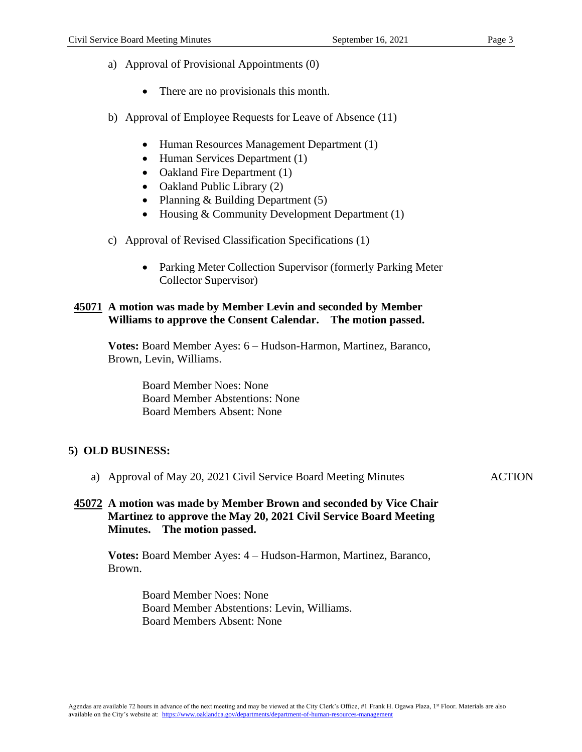a) Approval of Provisional Appointments (0)

- There are no provisionals this month.

b) Approval of Employee Requests for Leave of Absence (11)

- Human Resources Management Department (1)
- Human Services Department (1)
- Oakland Fire Department (1)
- Oakland Public Library (2)
- Planning & Building Department (5)
- Housing & Community Development Department (1)

c) Approval of Revised Classification Specifications (1)

- Parking Meter Collection Supervisor (formerly Parking Meter Collector Supervisor)

**45071 A motion was made by Member Levin and seconded by Member Williams to approve the Consent Calendar. The motion passed.**

**Votes:** Board Member Ayes: 6 – Hudson-Harmon, Martinez, Baranco, Brown, Levin, Williams.

Board Member Noes: None
Board Member Abstentions: None
Board Members Absent: None

## 5) OLD BUSINESS:

a) Approval of May 20, 2021 Civil Service Board Meeting Minutes ACTION

**45072 A motion was made by Member Brown and seconded by Vice Chair Martinez to approve the May 20, 2021 Civil Service Board Meeting Minutes. The motion passed.**

**Votes:** Board Member Ayes: 4 – Hudson-Harmon, Martinez, Baranco, Brown.

Board Member Noes: None
Board Member Abstentions: Levin, Williams.
Board Members Absent: None

Agendas are available 72 hours in advance of the next meeting and may be viewed at the City Clerk's Office, #1 Frank H. Ogawa Plaza, 1st Floor. Materials are also available on the City's website at: https://www.oaklandca.gov/departments/department-of-human-resources-management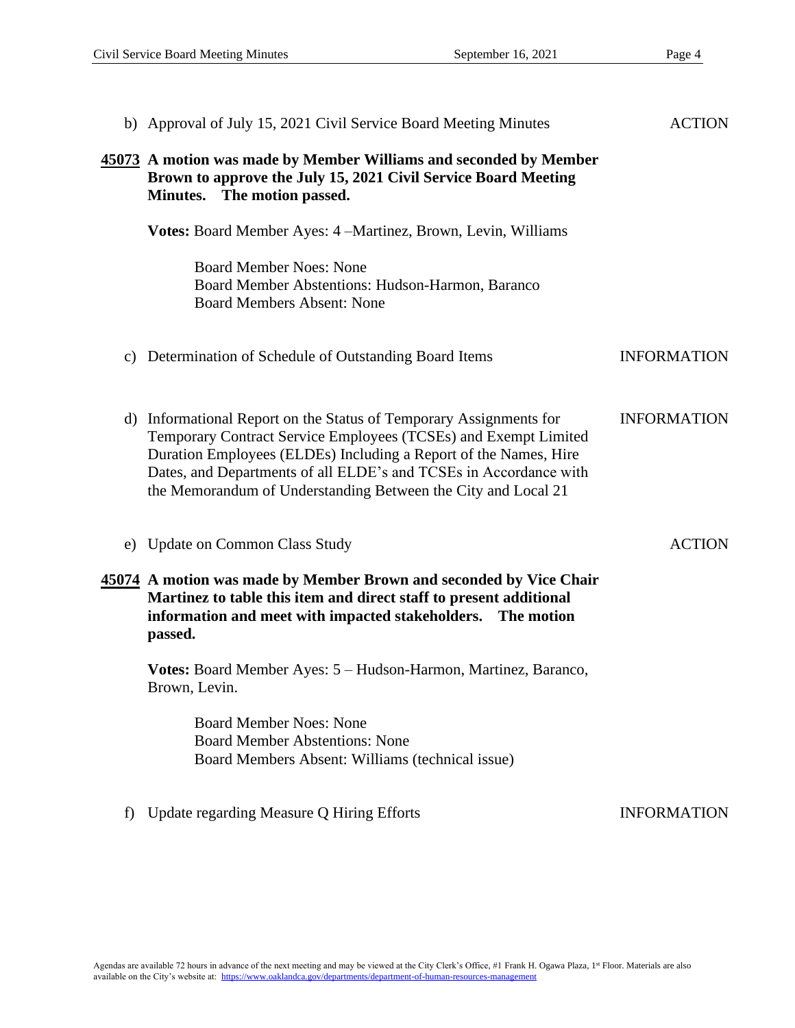b) Approval of July 15, 2021 Civil Service Board Meeting Minutes — ACTION

**45073** **A motion was made by Member Williams and seconded by Member Brown to approve the July 15, 2021 Civil Service Board Meeting Minutes. The motion passed.**

**Votes:** Board Member Ayes: 4 –Martinez, Brown, Levin, Williams

Board Member Noes: None
Board Member Abstentions: Hudson-Harmon, Baranco
Board Members Absent: None

c) Determination of Schedule of Outstanding Board Items — INFORMATION

d) Informational Report on the Status of Temporary Assignments for Temporary Contract Service Employees (TCSEs) and Exempt Limited Duration Employees (ELDEs) Including a Report of the Names, Hire Dates, and Departments of all ELDE's and TCSEs in Accordance with the Memorandum of Understanding Between the City and Local 21 — INFORMATION

e) Update on Common Class Study — ACTION

**45074** **A motion was made by Member Brown and seconded by Vice Chair Martinez to table this item and direct staff to present additional information and meet with impacted stakeholders. The motion passed.**

**Votes:** Board Member Ayes: 5 – Hudson-Harmon, Martinez, Baranco, Brown, Levin.

Board Member Noes: None
Board Member Abstentions: None
Board Members Absent: Williams (technical issue)

f) Update regarding Measure Q Hiring Efforts — INFORMATION

Agendas are available 72 hours in advance of the next meeting and may be viewed at the City Clerk's Office, #1 Frank H. Ogawa Plaza, 1st Floor. Materials are also available on the City's website at: https://www.oaklandca.gov/departments/department-of-human-resources-management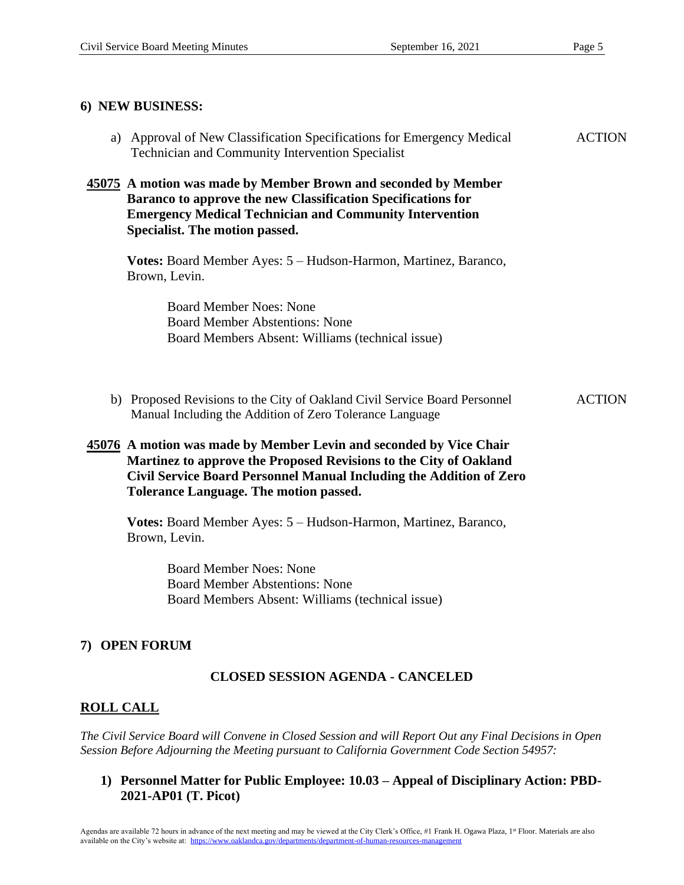## 6) NEW BUSINESS:

a) Approval of New Classification Specifications for Emergency Medical Technician and Community Intervention Specialist — ACTION

**45075** **A motion was made by Member Brown and seconded by Member Baranco to approve the new Classification Specifications for Emergency Medical Technician and Community Intervention Specialist. The motion passed.**

**Votes:** Board Member Ayes: 5 – Hudson-Harmon, Martinez, Baranco, Brown, Levin.

Board Member Noes: None
Board Member Abstentions: None
Board Members Absent: Williams (technical issue)

b) Proposed Revisions to the City of Oakland Civil Service Board Personnel Manual Including the Addition of Zero Tolerance Language — ACTION

**45076** **A motion was made by Member Levin and seconded by Vice Chair Martinez to approve the Proposed Revisions to the City of Oakland Civil Service Board Personnel Manual Including the Addition of Zero Tolerance Language. The motion passed.**

**Votes:** Board Member Ayes: 5 – Hudson-Harmon, Martinez, Baranco, Brown, Levin.

Board Member Noes: None
Board Member Abstentions: None
Board Members Absent: Williams (technical issue)

## 7) OPEN FORUM

## CLOSED SESSION AGENDA - CANCELED

## ROLL CALL

*The Civil Service Board will Convene in Closed Session and will Report Out any Final Decisions in Open Session Before Adjourning the Meeting pursuant to California Government Code Section 54957:*

**1) Personnel Matter for Public Employee: 10.03 – Appeal of Disciplinary Action: PBD-2021-AP01 (T. Picot)**

Agendas are available 72 hours in advance of the next meeting and may be viewed at the City Clerk's Office, #1 Frank H. Ogawa Plaza, 1st Floor. Materials are also available on the City's website at: https://www.oaklandca.gov/departments/department-of-human-resources-management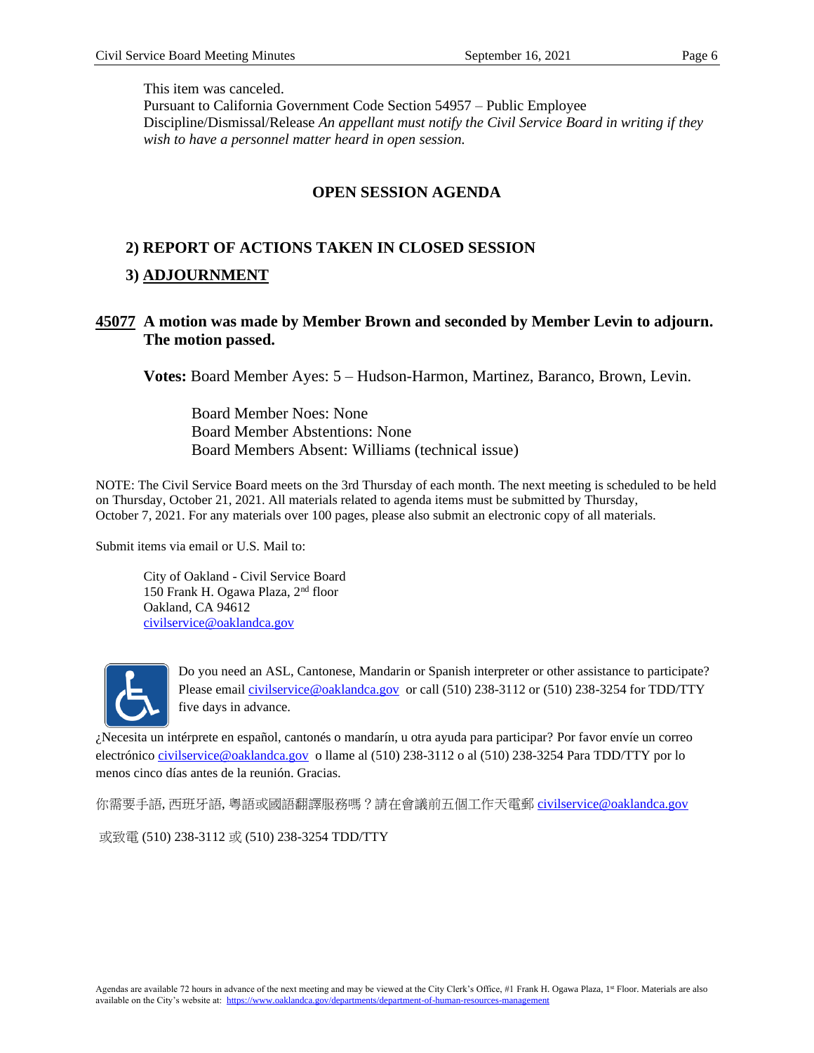This item was canceled.
Pursuant to California Government Code Section 54957 – Public Employee Discipline/Dismissal/Release *An appellant must notify the Civil Service Board in writing if they wish to have a personnel matter heard in open session.*

## OPEN SESSION AGENDA

### 2) REPORT OF ACTIONS TAKEN IN CLOSED SESSION

### 3) ADJOURNMENT

**45077 A motion was made by Member Brown and seconded by Member Levin to adjourn. The motion passed.**

**Votes:** Board Member Ayes: 5 – Hudson-Harmon, Martinez, Baranco, Brown, Levin.

Board Member Noes: None
Board Member Abstentions: None
Board Members Absent: Williams (technical issue)

NOTE: The Civil Service Board meets on the 3rd Thursday of each month. The next meeting is scheduled to be held on Thursday, October 21, 2021. All materials related to agenda items must be submitted by Thursday, October 7, 2021. For any materials over 100 pages, please also submit an electronic copy of all materials.

Submit items via email or U.S. Mail to:

City of Oakland - Civil Service Board
150 Frank H. Ogawa Plaza, 2nd floor
Oakland, CA 94612
civilservice@oaklandca.gov

Do you need an ASL, Cantonese, Mandarin or Spanish interpreter or other assistance to participate? Please email civilservice@oaklandca.gov or call (510) 238-3112 or (510) 238-3254 for TDD/TTY five days in advance.

¿Necesita un intérprete en español, cantonés o mandarín, u otra ayuda para participar? Por favor envíe un correo electrónico civilservice@oaklandca.gov o llame al (510) 238-3112 o al (510) 238-3254 Para TDD/TTY por lo menos cinco días antes de la reunión. Gracias.

你需要手語, 西班牙語, 粵語或國語翻譯服務嗎？請在會議前五個工作天電郵 civilservice@oaklandca.gov

或致電 (510) 238-3112 或 (510) 238-3254 TDD/TTY

Agendas are available 72 hours in advance of the next meeting and may be viewed at the City Clerk's Office, #1 Frank H. Ogawa Plaza, 1st Floor. Materials are also available on the City's website at: https://www.oaklandca.gov/departments/department-of-human-resources-management